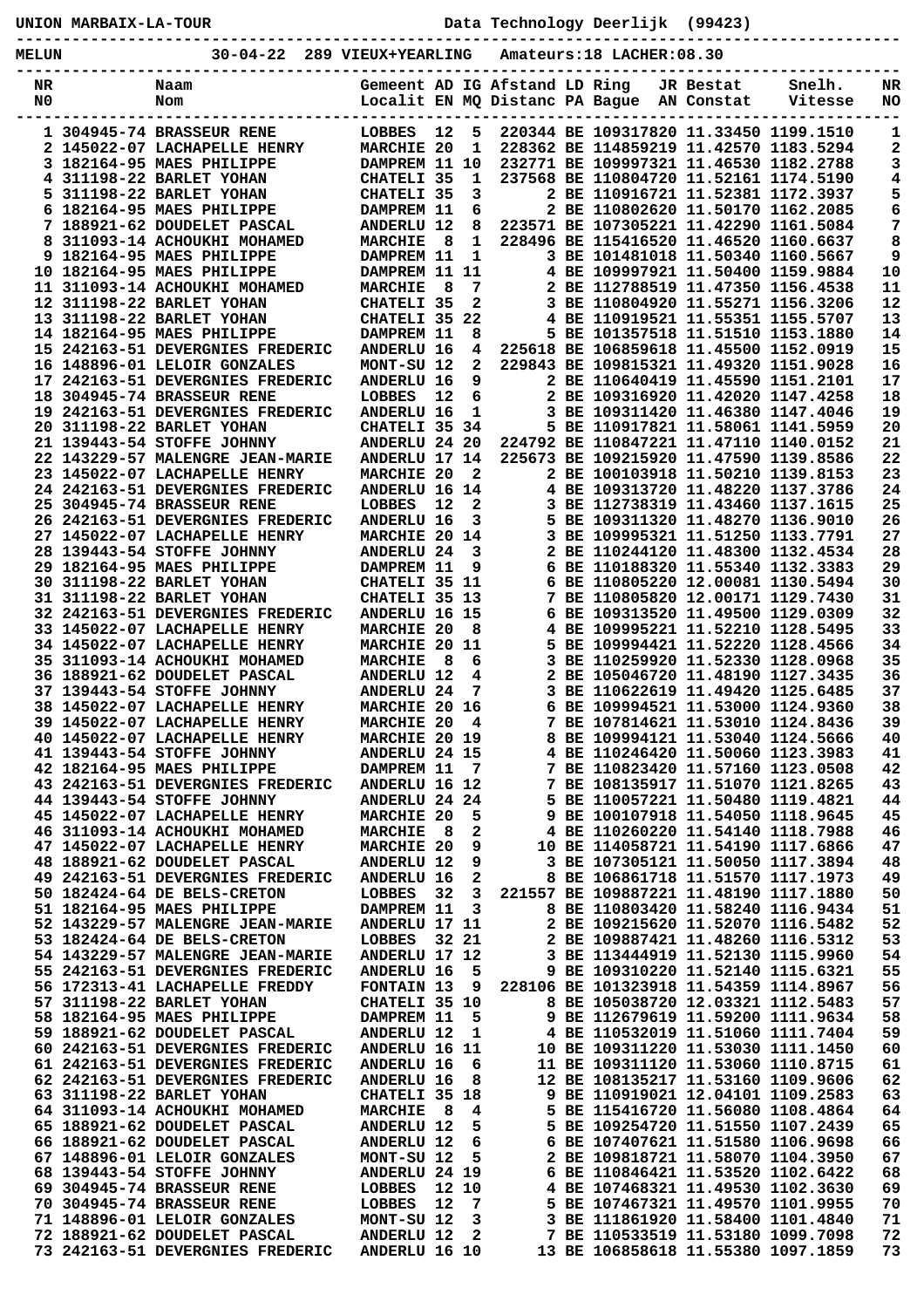UNION MARBAIX-LA-TOUR — Data Technology Deerlijk (99423)

MELUN — 30-04-22 — 289 VIEUX+YEARLING — Amateurs:18 LACHER:08.30

| NR N0 | Naam Nom | Gemeent Localit | AD EN | IG MQ | Afstand Distanc | LD PA | Ring Bague | JR AN | Bestat Constat | Snelh. Vitesse | NR NO |
|---|---|---|---|---|---|---|---|---|---|---|---|
| 1 | 304945-74 BRASSEUR RENE | LOBBES | 12 | 5 | 220344 | BE | 1093178 | 20 | 11.33450 | 1199.1510 | 1 |
| 2 | 145022-07 LACHAPELLE HENRY | MARCHIE | 20 | 1 | 228362 | BE | 1148592 | 19 | 11.42570 | 1183.5294 | 2 |
| 3 | 182164-95 MAES PHILIPPE | DAMPREM | 11 | 10 | 232771 | BE | 1099973 | 21 | 11.46530 | 1182.2788 | 3 |
| 4 | 311198-22 BARLET YOHAN | CHATELI | 35 | 1 | 237568 | BE | 1108047 | 20 | 11.52161 | 1174.5190 | 4 |
| 5 | 311198-22 BARLET YOHAN | CHATELI | 35 | 3 | 2 | BE | 1109167 | 21 | 11.52381 | 1172.3937 | 5 |
| 6 | 182164-95 MAES PHILIPPE | DAMPREM | 11 | 6 | 2 | BE | 1108026 | 20 | 11.50170 | 1162.2085 | 6 |
| 7 | 188921-62 DOUDELET PASCAL | ANDERLU | 12 | 8 | 223571 | BE | 1073052 | 21 | 11.42290 | 1161.5084 | 7 |
| 8 | 311093-14 ACHOUKHI MOHAMED | MARCHIE | 8 | 1 | 228496 | BE | 1154165 | 20 | 11.46520 | 1160.6637 | 8 |
| 9 | 182164-95 MAES PHILIPPE | DAMPREM | 11 | 1 | 3 | BE | 1014810 | 18 | 11.50340 | 1160.5667 | 9 |
| 10 | 182164-95 MAES PHILIPPE | DAMPREM | 11 | 11 | 4 | BE | 1099979 | 21 | 11.50400 | 1159.9884 | 10 |
| 11 | 311093-14 ACHOUKHI MOHAMED | MARCHIE | 8 | 7 | 2 | BE | 1127885 | 19 | 11.47350 | 1156.4538 | 11 |
| 12 | 311198-22 BARLET YOHAN | CHATELI | 35 | 2 | 3 | BE | 1108049 | 20 | 11.55271 | 1156.3206 | 12 |
| 13 | 311198-22 BARLET YOHAN | CHATELI | 35 | 22 | 4 | BE | 1109195 | 21 | 11.55351 | 1155.5707 | 13 |
| 14 | 182164-95 MAES PHILIPPE | DAMPREM | 11 | 8 | 5 | BE | 1013575 | 18 | 11.51510 | 1153.1880 | 14 |
| 15 | 242163-51 DEVERGNIES FREDERIC | ANDERLU | 16 | 4 | 225618 | BE | 1068596 | 18 | 11.45500 | 1152.0919 | 15 |
| 16 | 148896-01 LELOIR GONZALES | MONT-SU | 12 | 2 | 229843 | BE | 1098153 | 21 | 11.49320 | 1151.9028 | 16 |
| 17 | 242163-51 DEVERGNIES FREDERIC | ANDERLU | 16 | 9 | 2 | BE | 1106404 | 19 | 11.45590 | 1151.2101 | 17 |
| 18 | 304945-74 BRASSEUR RENE | LOBBES | 12 | 6 | 2 | BE | 1093169 | 20 | 11.42020 | 1147.4258 | 18 |
| 19 | 242163-51 DEVERGNIES FREDERIC | ANDERLU | 16 | 1 | 3 | BE | 1093114 | 20 | 11.46380 | 1147.4046 | 19 |
| 20 | 311198-22 BARLET YOHAN | CHATELI | 35 | 34 | 5 | BE | 1109178 | 21 | 11.58061 | 1141.5959 | 20 |
| 21 | 139443-54 STOFFE JOHNNY | ANDERLU | 24 | 20 | 224792 | BE | 1108472 | 21 | 11.47110 | 1140.0152 | 21 |
| 22 | 143229-57 MALENGRE JEAN-MARIE | ANDERLU | 17 | 14 | 225673 | BE | 1092159 | 20 | 11.47590 | 1139.8586 | 22 |
| 23 | 145022-07 LACHAPELLE HENRY | MARCHIE | 20 | 2 | 2 | BE | 1001039 | 18 | 11.50210 | 1139.8153 | 23 |
| 24 | 242163-51 DEVERGNIES FREDERIC | ANDERLU | 16 | 14 | 4 | BE | 1093137 | 20 | 11.48220 | 1137.3786 | 24 |
| 25 | 304945-74 BRASSEUR RENE | LOBBES | 12 | 2 | 3 | BE | 1127383 | 19 | 11.43460 | 1137.1615 | 25 |
| 26 | 242163-51 DEVERGNIES FREDERIC | ANDERLU | 16 | 3 | 5 | BE | 1093113 | 20 | 11.48270 | 1136.9010 | 26 |
| 27 | 145022-07 LACHAPELLE HENRY | MARCHIE | 20 | 14 | 3 | BE | 1099953 | 21 | 11.51250 | 1133.7791 | 27 |
| 28 | 139443-54 STOFFE JOHNNY | ANDERLU | 24 | 3 | 2 | BE | 1102441 | 20 | 11.48300 | 1132.4534 | 28 |
| 29 | 182164-95 MAES PHILIPPE | DAMPREM | 11 | 9 | 6 | BE | 1101883 | 20 | 11.55340 | 1132.3383 | 29 |
| 30 | 311198-22 BARLET YOHAN | CHATELI | 35 | 11 | 6 | BE | 1108052 | 20 | 12.00081 | 1130.5494 | 30 |
| 31 | 311198-22 BARLET YOHAN | CHATELI | 35 | 13 | 7 | BE | 1108058 | 20 | 12.00171 | 1129.7430 | 31 |
| 32 | 242163-51 DEVERGNIES FREDERIC | ANDERLU | 16 | 15 | 6 | BE | 1093135 | 20 | 11.49500 | 1129.0309 | 32 |
| 33 | 145022-07 LACHAPELLE HENRY | MARCHIE | 20 | 8 | 4 | BE | 1099952 | 21 | 11.52210 | 1128.5495 | 33 |
| 34 | 145022-07 LACHAPELLE HENRY | MARCHIE | 20 | 11 | 5 | BE | 1099944 | 21 | 11.52220 | 1128.4566 | 34 |
| 35 | 311093-14 ACHOUKHI MOHAMED | MARCHIE | 8 | 6 | 3 | BE | 1102599 | 20 | 11.52330 | 1128.0968 | 35 |
| 36 | 188921-62 DOUDELET PASCAL | ANDERLU | 12 | 4 | 2 | BE | 1050467 | 20 | 11.48190 | 1127.3435 | 36 |
| 37 | 139443-54 STOFFE JOHNNY | ANDERLU | 24 | 7 | 3 | BE | 1106226 | 19 | 11.49420 | 1125.6485 | 37 |
| 38 | 145022-07 LACHAPELLE HENRY | MARCHIE | 20 | 16 | 6 | BE | 1099945 | 21 | 11.53000 | 1124.9360 | 38 |
| 39 | 145022-07 LACHAPELLE HENRY | MARCHIE | 20 | 4 | 7 | BE | 1078146 | 21 | 11.53010 | 1124.8436 | 39 |
| 40 | 145022-07 LACHAPELLE HENRY | MARCHIE | 20 | 19 | 8 | BE | 1099941 | 21 | 11.53040 | 1124.5666 | 40 |
| 41 | 139443-54 STOFFE JOHNNY | ANDERLU | 24 | 15 | 4 | BE | 1102466 | 20 | 11.50060 | 1123.3983 | 41 |
| 42 | 182164-95 MAES PHILIPPE | DAMPREM | 11 | 7 | 7 | BE | 1108234 | 20 | 11.57160 | 1123.0508 | 42 |
| 43 | 242163-51 DEVERGNIES FREDERIC | ANDERLU | 16 | 12 | 7 | BE | 1081359 | 17 | 11.51070 | 1121.8265 | 43 |
| 44 | 139443-54 STOFFE JOHNNY | ANDERLU | 24 | 24 | 5 | BE | 1100572 | 21 | 11.50480 | 1119.4821 | 44 |
| 45 | 145022-07 LACHAPELLE HENRY | MARCHIE | 20 | 5 | 9 | BE | 1001079 | 18 | 11.54050 | 1118.9645 | 45 |
| 46 | 311093-14 ACHOUKHI MOHAMED | MARCHIE | 8 | 2 | 4 | BE | 1102602 | 20 | 11.54140 | 1118.7988 | 46 |
| 47 | 145022-07 LACHAPELLE HENRY | MARCHIE | 20 | 9 | 10 | BE | 1140587 | 21 | 11.54190 | 1117.6866 | 47 |
| 48 | 188921-62 DOUDELET PASCAL | ANDERLU | 12 | 9 | 3 | BE | 1073051 | 21 | 11.50050 | 1117.3894 | 48 |
| 49 | 242163-51 DEVERGNIES FREDERIC | ANDERLU | 16 | 2 | 8 | BE | 1068617 | 18 | 11.51570 | 1117.1973 | 49 |
| 50 | 182424-64 DE BELS-CRETON | LOBBES | 32 | 3 | 221557 | BE | 1098872 | 21 | 11.48190 | 1117.1880 | 50 |
| 51 | 182164-95 MAES PHILIPPE | DAMPREM | 11 | 3 | 8 | BE | 1108034 | 20 | 11.58240 | 1116.9434 | 51 |
| 52 | 143229-57 MALENGRE JEAN-MARIE | ANDERLU | 17 | 11 | 2 | BE | 1092156 | 20 | 11.52070 | 1116.5482 | 52 |
| 53 | 182424-64 DE BELS-CRETON | LOBBES | 32 | 21 | 2 | BE | 1098874 | 21 | 11.48260 | 1116.5312 | 53 |
| 54 | 143229-57 MALENGRE JEAN-MARIE | ANDERLU | 17 | 12 | 3 | BE | 1134449 | 19 | 11.52130 | 1115.9960 | 54 |
| 55 | 242163-51 DEVERGNIES FREDERIC | ANDERLU | 16 | 5 | 9 | BE | 1093102 | 20 | 11.52140 | 1115.6321 | 55 |
| 56 | 172313-41 LACHAPELLE FREDDY | FONTAIN | 13 | 9 | 228106 | BE | 1013239 | 18 | 11.54359 | 1114.8967 | 56 |
| 57 | 311198-22 BARLET YOHAN | CHATELI | 35 | 10 | 8 | BE | 1050387 | 20 | 12.03321 | 1112.5483 | 57 |
| 58 | 182164-95 MAES PHILIPPE | DAMPREM | 11 | 5 | 9 | BE | 1126796 | 19 | 11.59200 | 1111.9634 | 58 |
| 59 | 188921-62 DOUDELET PASCAL | ANDERLU | 12 | 1 | 4 | BE | 1105320 | 19 | 11.51060 | 1111.7404 | 59 |
| 60 | 242163-51 DEVERGNIES FREDERIC | ANDERLU | 16 | 11 | 10 | BE | 1093112 | 20 | 11.53030 | 1111.1450 | 60 |
| 61 | 242163-51 DEVERGNIES FREDERIC | ANDERLU | 16 | 6 | 11 | BE | 1093111 | 20 | 11.53060 | 1110.8715 | 61 |
| 62 | 242163-51 DEVERGNIES FREDERIC | ANDERLU | 16 | 8 | 12 | BE | 1081352 | 17 | 11.53160 | 1109.9606 | 62 |
| 63 | 311198-22 BARLET YOHAN | CHATELI | 35 | 18 | 9 | BE | 1109190 | 21 | 12.04101 | 1109.2583 | 63 |
| 64 | 311093-14 ACHOUKHI MOHAMED | MARCHIE | 8 | 4 | 5 | BE | 1154167 | 20 | 11.56080 | 1108.4864 | 64 |
| 65 | 188921-62 DOUDELET PASCAL | ANDERLU | 12 | 5 | 5 | BE | 1092547 | 20 | 11.51550 | 1107.2439 | 65 |
| 66 | 188921-62 DOUDELET PASCAL | ANDERLU | 12 | 6 | 6 | BE | 1074076 | 21 | 11.51580 | 1106.9698 | 66 |
| 67 | 148896-01 LELOIR GONZALES | MONT-SU | 12 | 5 | 2 | BE | 1098187 | 21 | 11.58070 | 1104.3950 | 67 |
| 68 | 139443-54 STOFFE JOHNNY | ANDERLU | 24 | 19 | 6 | BE | 1108464 | 21 | 11.53520 | 1102.6422 | 68 |
| 69 | 304945-74 BRASSEUR RENE | LOBBES | 12 | 10 | 4 | BE | 1074683 | 21 | 11.49530 | 1102.3630 | 69 |
| 70 | 304945-74 BRASSEUR RENE | LOBBES | 12 | 7 | 5 | BE | 1074673 | 21 | 11.49570 | 1101.9955 | 70 |
| 71 | 148896-01 LELOIR GONZALES | MONT-SU | 12 | 3 | 3 | BE | 1118619 | 20 | 11.58400 | 1101.4840 | 71 |
| 72 | 188921-62 DOUDELET PASCAL | ANDERLU | 12 | 2 | 7 | BE | 1105335 | 19 | 11.53180 | 1099.7098 | 72 |
| 73 | 242163-51 DEVERGNIES FREDERIC | ANDERLU | 16 | 10 | 13 | BE | 1068586 | 18 | 11.55380 | 1097.1859 | 73 |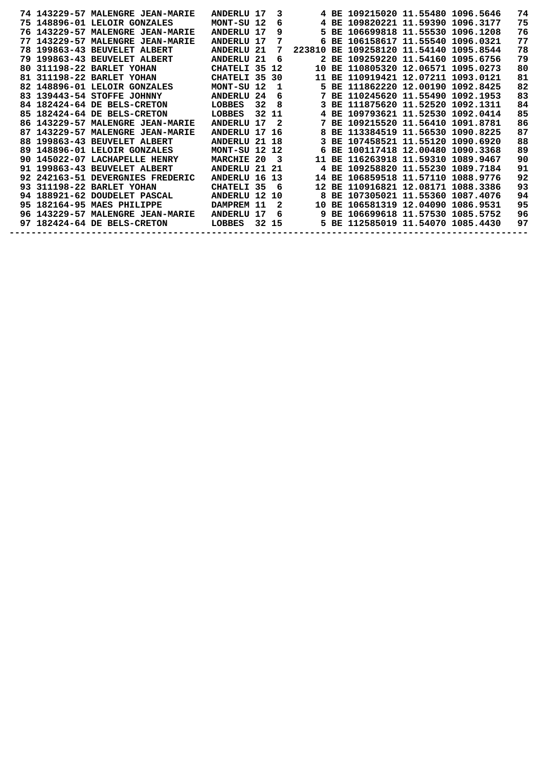| | | | | | | | | | | | |
|---|---|---|---|---|---|---|---|---|---|---|---|
| 74 | 143229-57 | MALENGRE JEAN-MARIE | ANDERLU | 17 | 3 | 4 | BE 109215020 | 11.55480 | 1096.5646 | 74 |
| 75 | 148896-01 | LELOIR GONZALES | MONT-SU | 12 | 6 | 4 | BE 109820221 | 11.59390 | 1096.3177 | 75 |
| 76 | 143229-57 | MALENGRE JEAN-MARIE | ANDERLU | 17 | 9 | 5 | BE 106699818 | 11.55530 | 1096.1208 | 76 |
| 77 | 143229-57 | MALENGRE JEAN-MARIE | ANDERLU | 17 | 7 | 6 | BE 106158617 | 11.55540 | 1096.0321 | 77 |
| 78 | 199863-43 | BEUVELET ALBERT | ANDERLU | 21 | 7 | 223810 | BE 109258120 | 11.54140 | 1095.8544 | 78 |
| 79 | 199863-43 | BEUVELET ALBERT | ANDERLU | 21 | 6 | 2 | BE 109259220 | 11.54160 | 1095.6756 | 79 |
| 80 | 311198-22 | BARLET YOHAN | CHATELI | 35 | 12 | 10 | BE 110805320 | 12.06571 | 1095.0273 | 80 |
| 81 | 311198-22 | BARLET YOHAN | CHATELI | 35 | 30 | 11 | BE 110919421 | 12.07211 | 1093.0121 | 81 |
| 82 | 148896-01 | LELOIR GONZALES | MONT-SU | 12 | 1 | 5 | BE 111862220 | 12.00190 | 1092.8425 | 82 |
| 83 | 139443-54 | STOFFE JOHNNY | ANDERLU | 24 | 6 | 7 | BE 110245620 | 11.55490 | 1092.1953 | 83 |
| 84 | 182424-64 | DE BELS-CRETON | LOBBES | 32 | 8 | 3 | BE 111875620 | 11.52520 | 1092.1311 | 84 |
| 85 | 182424-64 | DE BELS-CRETON | LOBBES | 32 | 11 | 4 | BE 109793621 | 11.52530 | 1092.0414 | 85 |
| 86 | 143229-57 | MALENGRE JEAN-MARIE | ANDERLU | 17 | 2 | 7 | BE 109215520 | 11.56410 | 1091.8781 | 86 |
| 87 | 143229-57 | MALENGRE JEAN-MARIE | ANDERLU | 17 | 16 | 8 | BE 113384519 | 11.56530 | 1090.8225 | 87 |
| 88 | 199863-43 | BEUVELET ALBERT | ANDERLU | 21 | 18 | 3 | BE 107458521 | 11.55120 | 1090.6920 | 88 |
| 89 | 148896-01 | LELOIR GONZALES | MONT-SU | 12 | 12 | 6 | BE 100117418 | 12.00480 | 1090.3368 | 89 |
| 90 | 145022-07 | LACHAPELLE HENRY | MARCHIE | 20 | 3 | 11 | BE 116263918 | 11.59310 | 1089.9467 | 90 |
| 91 | 199863-43 | BEUVELET ALBERT | ANDERLU | 21 | 21 | 4 | BE 109258820 | 11.55230 | 1089.7184 | 91 |
| 92 | 242163-51 | DEVERGNIES FREDERIC | ANDERLU | 16 | 13 | 14 | BE 106859518 | 11.57110 | 1088.9776 | 92 |
| 93 | 311198-22 | BARLET YOHAN | CHATELI | 35 | 6 | 12 | BE 110916821 | 12.08171 | 1088.3386 | 93 |
| 94 | 188921-62 | DOUDELET PASCAL | ANDERLU | 12 | 10 | 8 | BE 107305021 | 11.55360 | 1087.4076 | 94 |
| 95 | 182164-95 | MAES PHILIPPE | DAMPREM | 11 | 2 | 10 | BE 106581319 | 12.04090 | 1086.9531 | 95 |
| 96 | 143229-57 | MALENGRE JEAN-MARIE | ANDERLU | 17 | 6 | 9 | BE 106699618 | 11.57530 | 1085.5752 | 96 |
| 97 | 182424-64 | DE BELS-CRETON | LOBBES | 32 | 15 | 5 | BE 112585019 | 11.54070 | 1085.4430 | 97 |